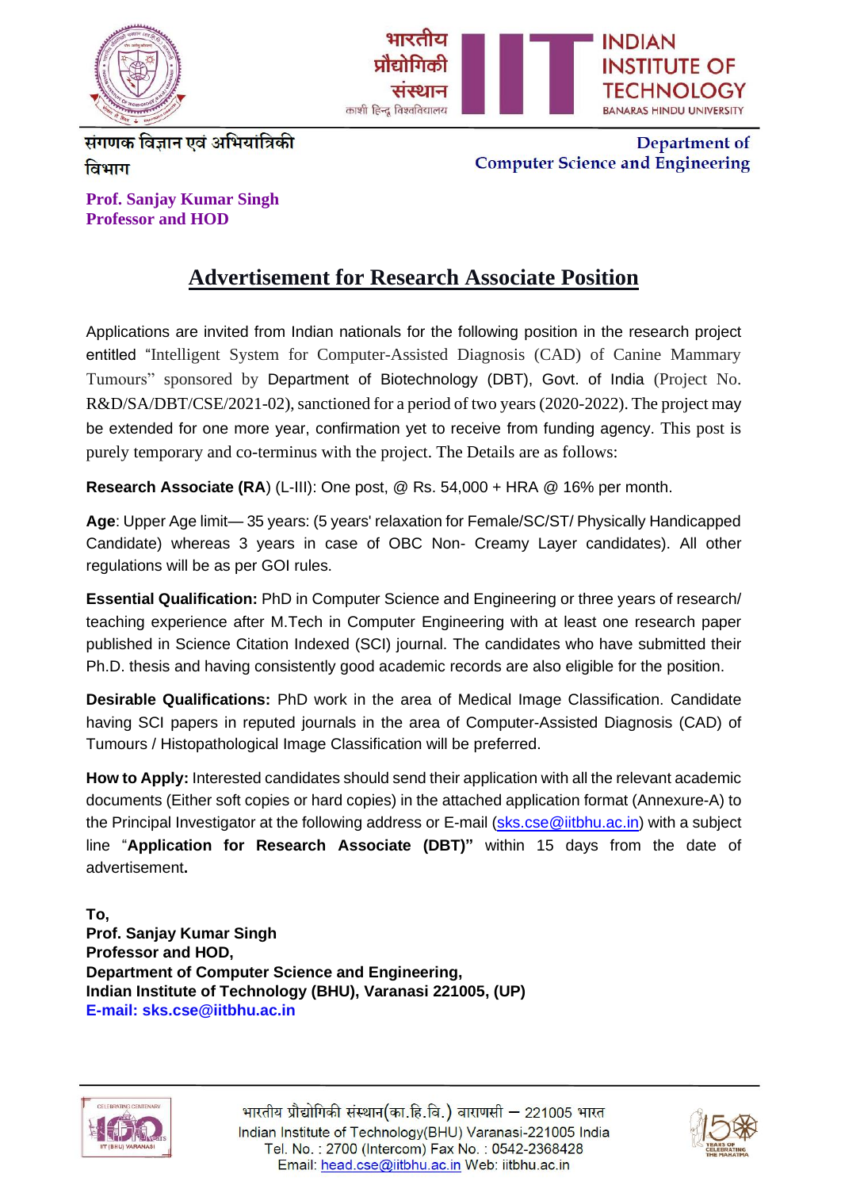भारतीय प्रौद्योगिकी संस्थान
काशी हिन्दू विश्वविद्यालय

INDIAN INSTITUTE OF TECHNOLOGY
BANARAS HINDU UNIVERSITY

संगणक विज्ञान एवं अभियांत्रिकी विभाग

Department of Computer Science and Engineering

**Prof. Sanjay Kumar Singh**
**Professor and HOD**

# Advertisement for Research Associate Position

Applications are invited from Indian nationals for the following position in the research project entitled "Intelligent System for Computer-Assisted Diagnosis (CAD) of Canine Mammary Tumours" sponsored by Department of Biotechnology (DBT), Govt. of India (Project No. R&D/SA/DBT/CSE/2021-02), sanctioned for a period of two years (2020-2022). The project may be extended for one more year, confirmation yet to receive from funding agency. This post is purely temporary and co-terminus with the project. The Details are as follows:

**Research Associate (RA**) (L-III): One post, @ Rs. 54,000 + HRA @ 16% per month.

**Age**: Upper Age limit— 35 years: (5 years' relaxation for Female/SC/ST/ Physically Handicapped Candidate) whereas 3 years in case of OBC Non- Creamy Layer candidates). All other regulations will be as per GOI rules.

**Essential Qualification:** PhD in Computer Science and Engineering or three years of research/ teaching experience after M.Tech in Computer Engineering with at least one research paper published in Science Citation Indexed (SCI) journal. The candidates who have submitted their Ph.D. thesis and having consistently good academic records are also eligible for the position.

**Desirable Qualifications:** PhD work in the area of Medical Image Classification. Candidate having SCI papers in reputed journals in the area of Computer-Assisted Diagnosis (CAD) of Tumours / Histopathological Image Classification will be preferred.

**How to Apply:** Interested candidates should send their application with all the relevant academic documents (Either soft copies or hard copies) in the attached application format (Annexure-A) to the Principal Investigator at the following address or E-mail (sks.cse@iitbhu.ac.in) with a subject line "**Application for Research Associate (DBT)"** within 15 days from the date of advertisement**.**

**To,**
**Prof. Sanjay Kumar Singh**
**Professor and HOD,**
**Department of Computer Science and Engineering,**
**Indian Institute of Technology (BHU), Varanasi 221005, (UP)**
**E-mail: sks.cse@iitbhu.ac.in**

भारतीय प्रौद्योगिकी संस्थान(का.हि.वि.) वाराणसी – 221005 भारत
Indian Institute of Technology(BHU) Varanasi-221005 India
Tel. No. : 2700 (Intercom) Fax No. : 0542-2368428
Email: head.cse@iitbhu.ac.in Web: iitbhu.ac.in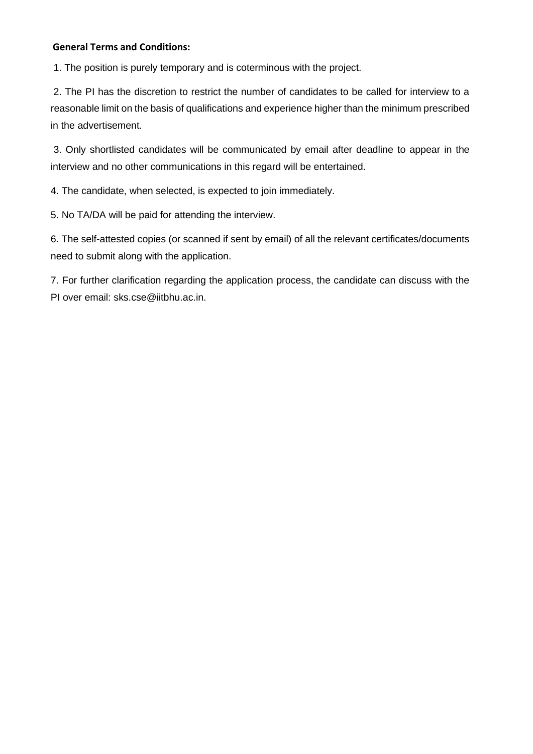**General Terms and Conditions:**

1. The position is purely temporary and is coterminous with the project.

2. The PI has the discretion to restrict the number of candidates to be called for interview to a reasonable limit on the basis of qualifications and experience higher than the minimum prescribed in the advertisement.

3. Only shortlisted candidates will be communicated by email after deadline to appear in the interview and no other communications in this regard will be entertained.

4. The candidate, when selected, is expected to join immediately.

5. No TA/DA will be paid for attending the interview.

6. The self-attested copies (or scanned if sent by email) of all the relevant certificates/documents need to submit along with the application.

7. For further clarification regarding the application process, the candidate can discuss with the PI over email: sks.cse@iitbhu.ac.in.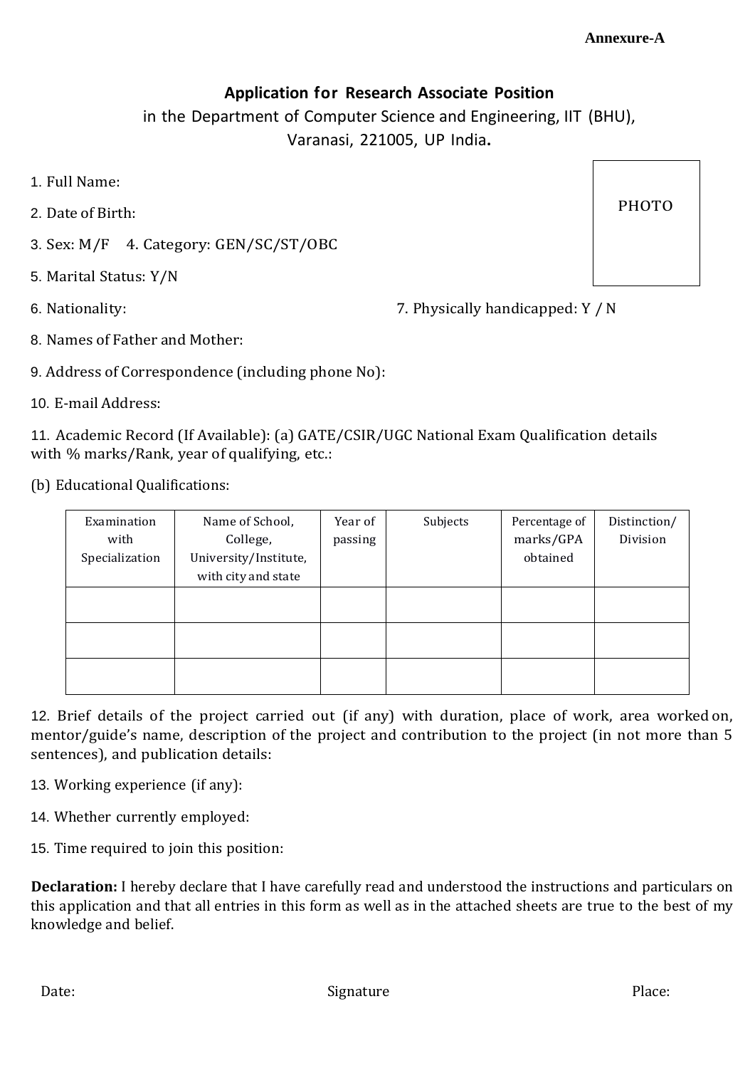**Annexure-A**

## Application for Research Associate Position

in the Department of Computer Science and Engineering, IIT (BHU), Varanasi, 221005, UP India.

PHOTO

1. Full Name:

2. Date of Birth:

3. Sex: M/F 4. Category: GEN/SC/ST/OBC

5. Marital Status: Y/N

6. Nationality: 7. Physically handicapped: Y / N

8. Names of Father and Mother:

9. Address of Correspondence (including phone No):

10. E-mail Address:

11. Academic Record (If Available): (a) GATE/CSIR/UGC National Exam Qualification details with % marks/Rank, year of qualifying, etc.:

(b) Educational Qualifications:

| Examination with Specialization | Name of School, College, University/Institute, with city and state | Year of passing | Subjects | Percentage of marks/GPA obtained | Distinction/ Division |
|---|---|---|---|---|---|
| | | | | | |
| | | | | | |
| | | | | | |

12. Brief details of the project carried out (if any) with duration, place of work, area worked on, mentor/guide's name, description of the project and contribution to the project (in not more than 5 sentences), and publication details:

13. Working experience (if any):

14. Whether currently employed:

15. Time required to join this position:

**Declaration:** I hereby declare that I have carefully read and understood the instructions and particulars on this application and that all entries in this form as well as in the attached sheets are true to the best of my knowledge and belief.

Date: Signature Place: